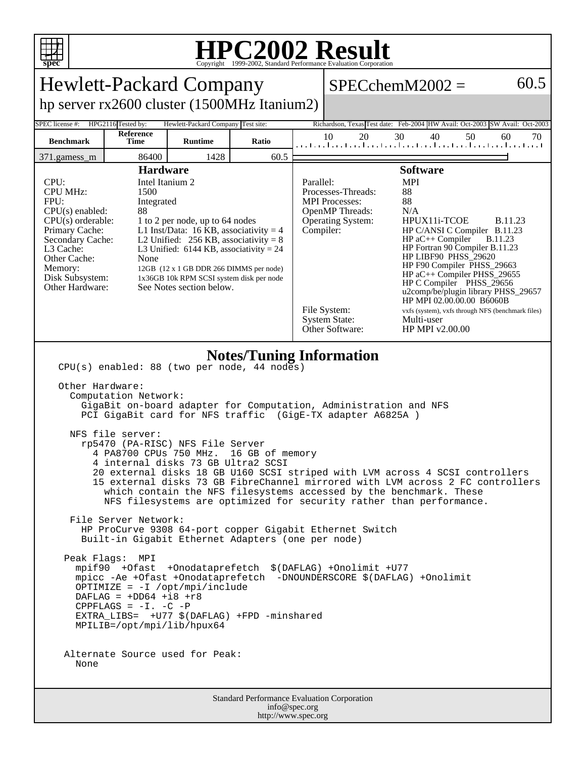# HPC2002 Result

Copyright 1999-2002, Standard Performance Evaluation Corporation

## Hewlett-Packard Company

**hp server rx2600 cluster (1500MHz Itanium2)**

**SPECchemM2002 = 60.5**

| SPEC license #: | HPG2116 | Tested by: | Hewlett-Packard Company | Test site: | Richardson, Texas | Test date: | Feb-2004 | HW Avail: | Oct-2003 | SW Avail: | Oct-2003 |
|---|---|---|---|---|---|---|---|---|---|---|---|

| Benchmark | Reference Time | Runtime | Ratio |
|---|---|---|---|
| 371.gamess_m | 86400 | 1428 | 60.5 |

### Hardware

| | |
|---|---|
| CPU: | Intel Itanium 2 |
| CPU MHz: | 1500 |
| FPU: | Integrated |
| CPU(s) enabled: | 88 |
| CPU(s) orderable: | 1 to 2 per node, up to 64 nodes |
| Primary Cache: | L1 Inst/Data: 16 KB, associativity = 4 |
| Secondary Cache: | L2 Unified: 256 KB, associativity = 8 |
| L3 Cache: | L3 Unified: 6144 KB, associativity = 24 |
| Other Cache: | None |
| Memory: | 12GB (12 x 1 GB DDR 266 DIMMS per node) |
| Disk Subsystem: | 1x36GB 10k RPM SCSI system disk per node |
| Other Hardware: | See Notes section below. |

### Software

| | |
|---|---|
| Parallel: | MPI |
| Processes-Threads: | 88 |
| MPI Processes: | 88 |
| OpenMP Threads: | N/A |
| Operating System: | HPUX11i-TCOE B.11.23 |
| Compiler: | HP C/ANSI C Compiler B.11.23<br>HP aC++ Compiler B.11.23<br>HP Fortran 90 Compiler B.11.23<br>HP LIBF90 PHSS_29620<br>HP F90 Compiler PHSS_29663<br>HP aC++ Compiler PHSS_29655<br>HP C Compiler PHSS_29656<br>u2comp/be/plugin library PHSS_29657<br>HP MPI 02.00.00.00 B6060B |
| File System: | vxfs (system), vxfs through NFS (benchmark files) |
| System State: | Multi-user |
| Other Software: | HP MPI v2.00.00 |

### Notes/Tuning Information

```
CPU(s) enabled: 88 (two per node, 44 nodes)

Other Hardware:
  Computation Network:
    GigaBit on-board adapter for Computation, Administration and NFS
    PCI GigaBit card for NFS traffic  (GigE-TX adapter A6825A )

  NFS file server:
    rp5470 (PA-RISC) NFS File Server
      4 PA8700 CPUs 750 MHz.  16 GB of memory
      4 internal disks 73 GB Ultra2 SCSI
      20 external disks 18 GB U160 SCSI striped with LVM across 4 SCSI controllers
      15 external disks 73 GB FibreChannel mirrored with LVM across 2 FC controllers
        which contain the NFS filesystems accessed by the benchmark. These
        NFS filesystems are optimized for security rather than performance.

  File Server Network:
    HP ProCurve 9308 64-port copper Gigabit Ethernet Switch
    Built-in Gigabit Ethernet Adapters (one per node)

 Peak Flags:  MPI
   mpif90  +Ofast  +Onodataprefetch  $(DAFLAG) +Onolimit +U77
   mpicc -Ae +Ofast +Onodataprefetch  -DNOUNDERSCORE $(DAFLAG) +Onolimit
   OPTIMIZE = -I /opt/mpi/include
   DAFLAG = +DD64 +i8 +r8
   CPPFLAGS = -I. -C -P
   EXTRA_LIBS=  +U77 $(DAFLAG) +FPD -minshared
   MPILIB=/opt/mpi/lib/hpux64


 Alternate Source used for Peak:
   None
```

Standard Performance Evaluation Corporation
info@spec.org
http://www.spec.org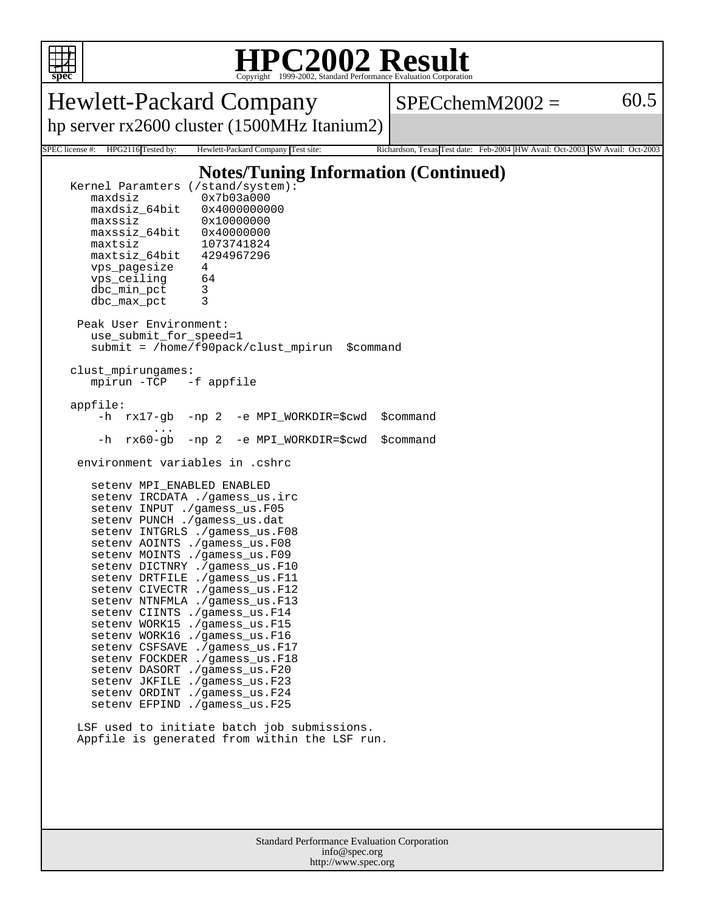# HPC2002 Result

Copyright 1999-2002, Standard Performance Evaluation Corporation

## Hewlett-Packard Company

hp server rx2600 cluster (1500MHz Itanium2)

SPECchemM2002 = 60.5

| SPEC license #: | HPG2116 | Tested by: | Hewlett-Packard Company | Test site: | Richardson, Texas | Test date: | Feb-2004 | HW Avail: | Oct-2003 | SW Avail: | Oct-2003 |
|---|---|---|---|---|---|---|---|---|---|---|---|

## Notes/Tuning Information (Continued)

```
Kernel Paramters (/stand/system):
   maxdsiz         0x7b03a000
   maxdsiz_64bit   0x4000000000
   maxssiz         0x10000000
   maxssiz_64bit   0x40000000
   maxtsiz         1073741824
   maxtsiz_64bit   4294967296
   vps_pagesize    4
   vps_ceiling     64
   dbc_min_pct     3
   dbc_max_pct     3

 Peak User Environment:
   use_submit_for_speed=1
   submit = /home/f90pack/clust_mpirun  $command

clust_mpirungames:
   mpirun -TCP   -f appfile

appfile:
    -h  rx17-gb  -np 2  -e MPI_WORKDIR=$cwd  $command
          ...
    -h  rx60-gb  -np 2  -e MPI_WORKDIR=$cwd  $command

 environment variables in .cshrc

   setenv MPI_ENABLED ENABLED
   setenv IRCDATA ./gamess_us.irc
   setenv INPUT ./gamess_us.F05
   setenv PUNCH ./gamess_us.dat
   setenv INTGRLS ./gamess_us.F08
   setenv AOINTS ./gamess_us.F08
   setenv MOINTS ./gamess_us.F09
   setenv DICTNRY ./gamess_us.F10
   setenv DRTFILE ./gamess_us.F11
   setenv CIVECTR ./gamess_us.F12
   setenv NTNFMLA ./gamess_us.F13
   setenv CIINTS ./gamess_us.F14
   setenv WORK15 ./gamess_us.F15
   setenv WORK16 ./gamess_us.F16
   setenv CSFSAVE ./gamess_us.F17
   setenv FOCKDER ./gamess_us.F18
   setenv DASORT ./gamess_us.F20
   setenv JKFILE ./gamess_us.F23
   setenv ORDINT ./gamess_us.F24
   setenv EFPIND ./gamess_us.F25

 LSF used to initiate batch job submissions.
 Appfile is generated from within the LSF run.
```

Standard Performance Evaluation Corporation
info@spec.org
http://www.spec.org